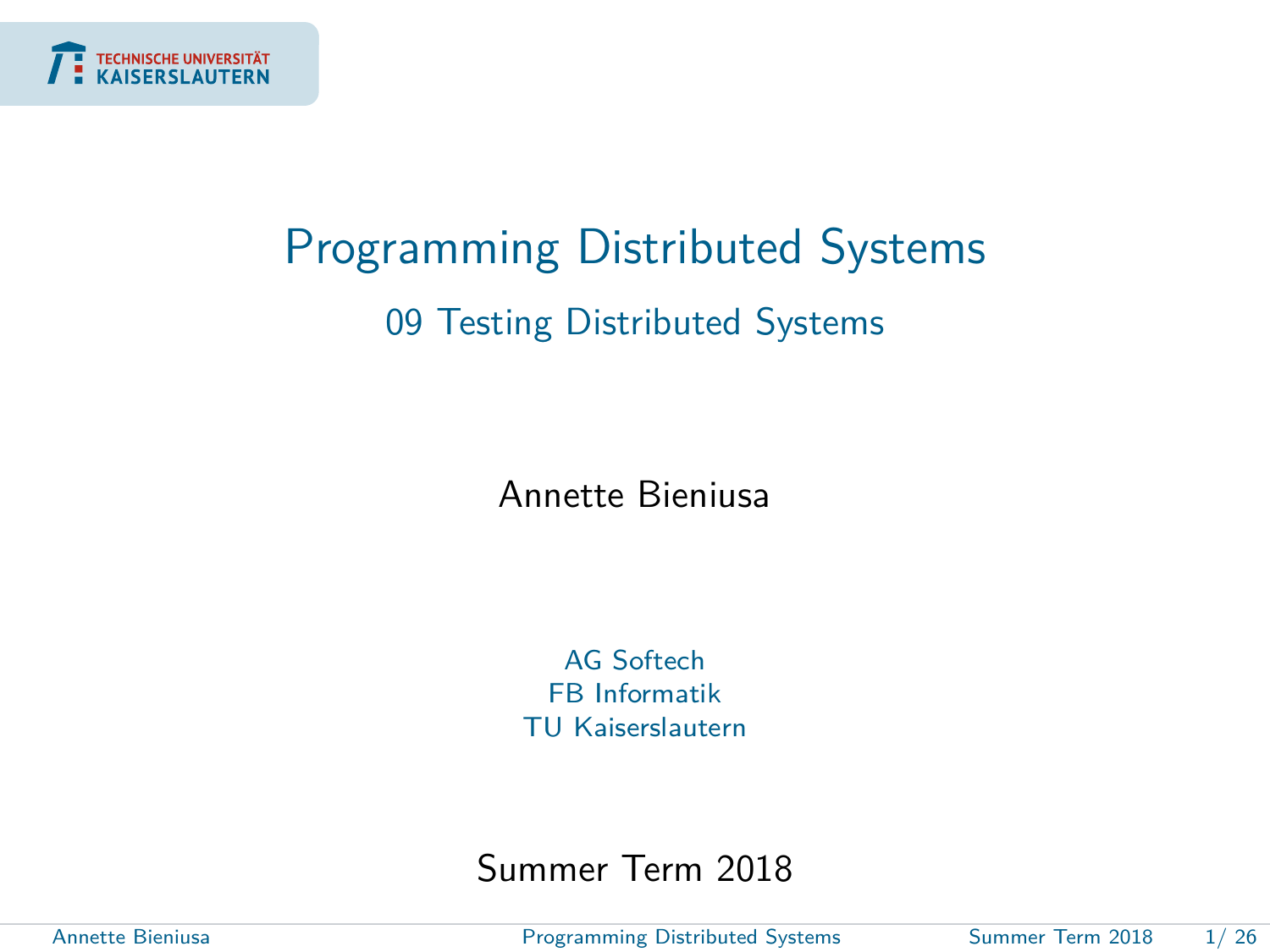TECHNISCHE UNIVERSITÄT KAISERSLAUTERN

# Programming Distributed Systems

## 09 Testing Distributed Systems

Annette Bieniusa

AG Softech
FB Informatik
TU Kaiserslautern

Summer Term 2018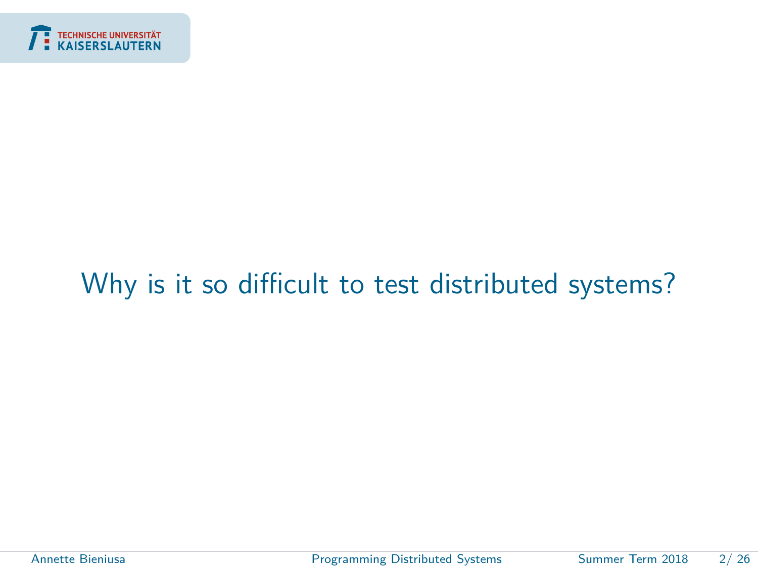Why is it so difficult to test distributed systems?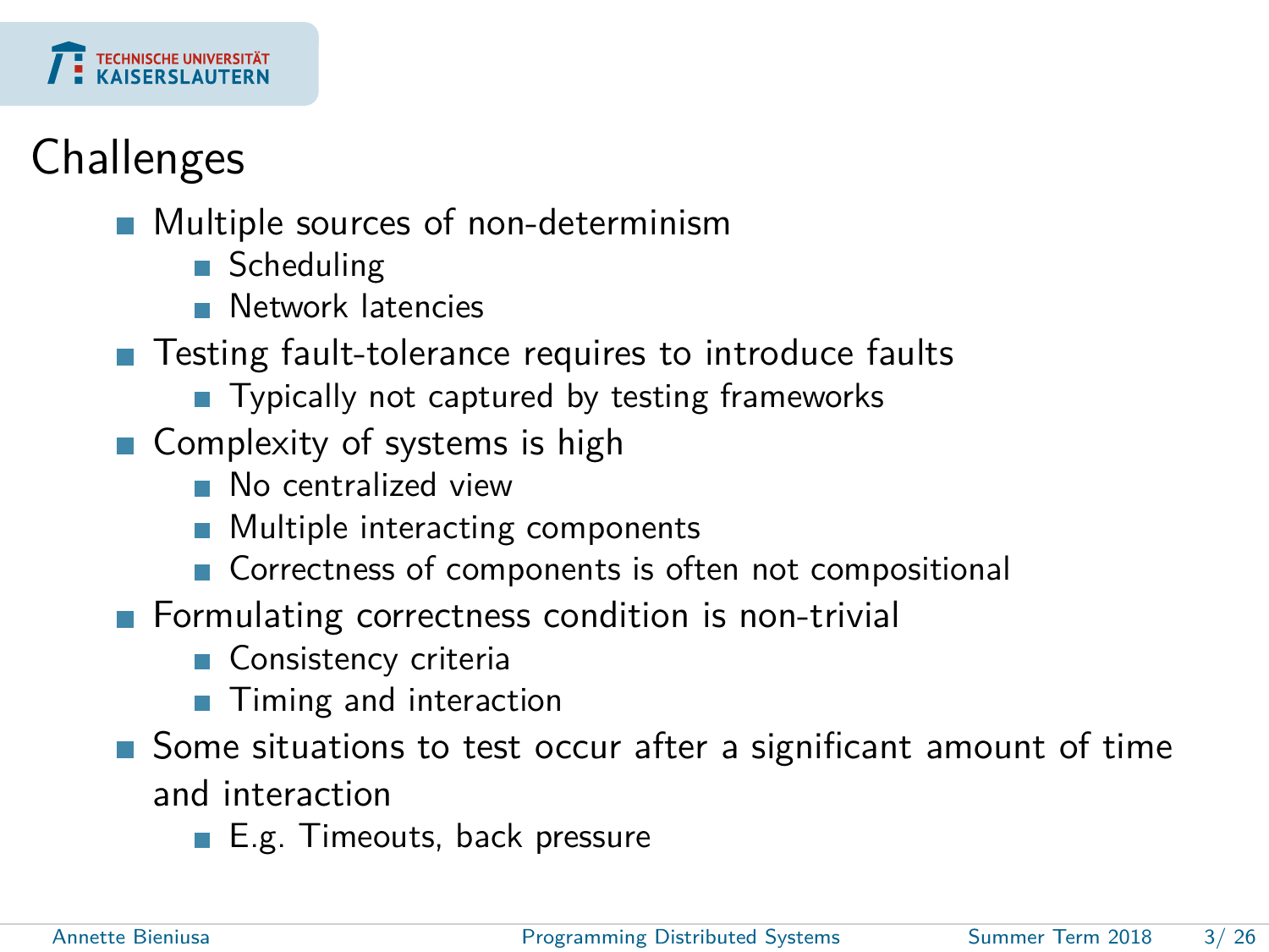# Challenges

- Multiple sources of non-determinism
  - Scheduling
  - Network latencies
- Testing fault-tolerance requires to introduce faults
  - Typically not captured by testing frameworks
- Complexity of systems is high
  - No centralized view
  - Multiple interacting components
  - Correctness of components is often not compositional
- Formulating correctness condition is non-trivial
  - Consistency criteria
  - Timing and interaction
- Some situations to test occur after a significant amount of time and interaction
  - E.g. Timeouts, back pressure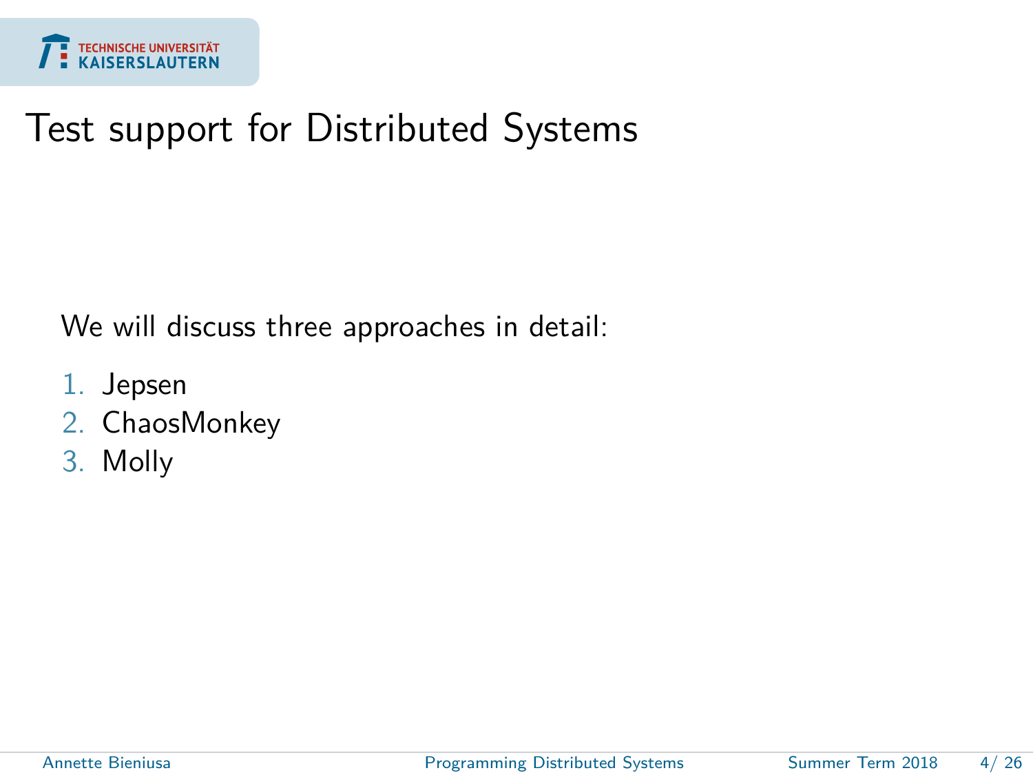# Test support for Distributed Systems

We will discuss three approaches in detail:

1. Jepsen
2. ChaosMonkey
3. Molly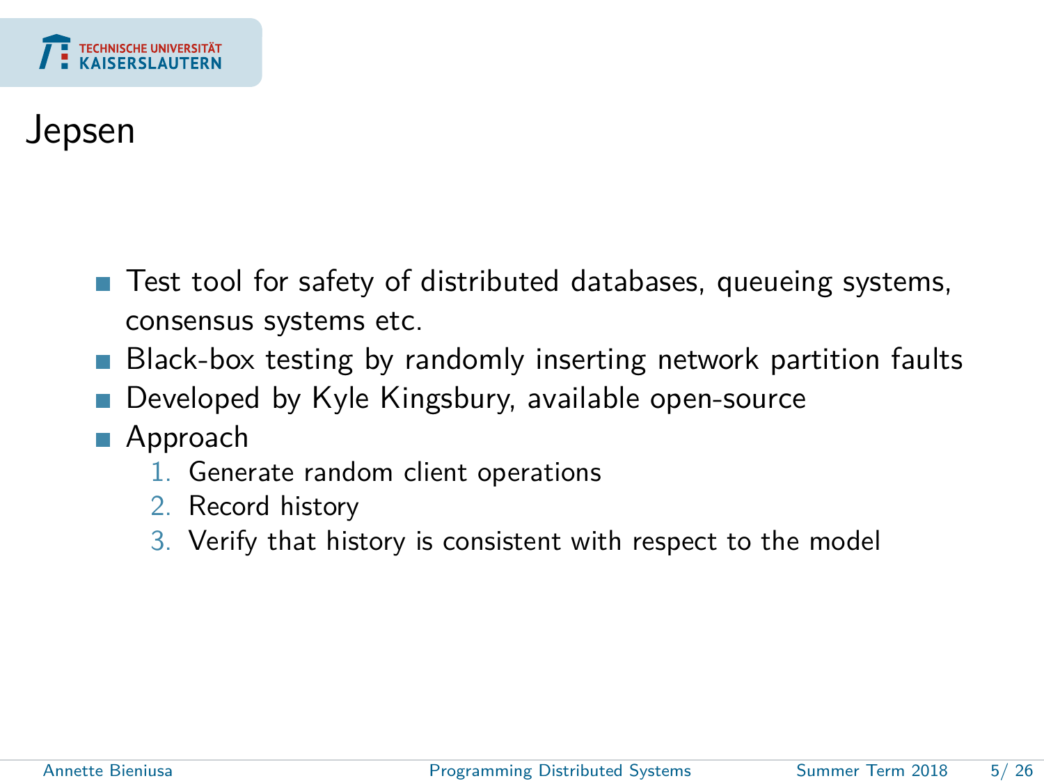# Jepsen

- Test tool for safety of distributed databases, queueing systems, consensus systems etc.
- Black-box testing by randomly inserting network partition faults
- Developed by Kyle Kingsbury, available open-source
- Approach
  1. Generate random client operations
  2. Record history
  3. Verify that history is consistent with respect to the model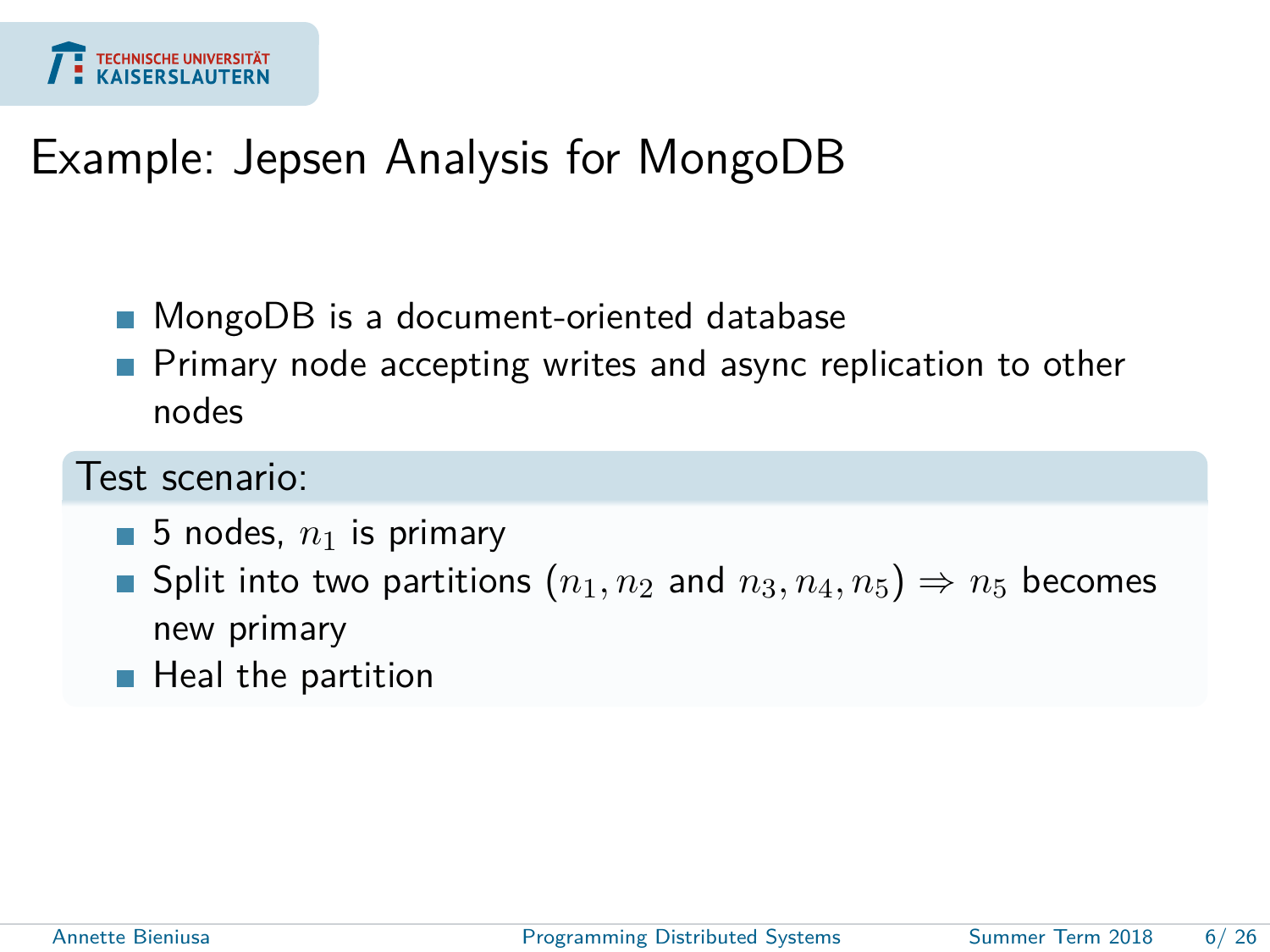# Example: Jepsen Analysis for MongoDB

- MongoDB is a document-oriented database
- Primary node accepting writes and async replication to other nodes

**Test scenario:**

- 5 nodes, $n_1$ is primary
- Split into two partitions ($n_1, n_2$ and $n_3, n_4, n_5$) $\Rightarrow$ $n_5$ becomes new primary
- Heal the partition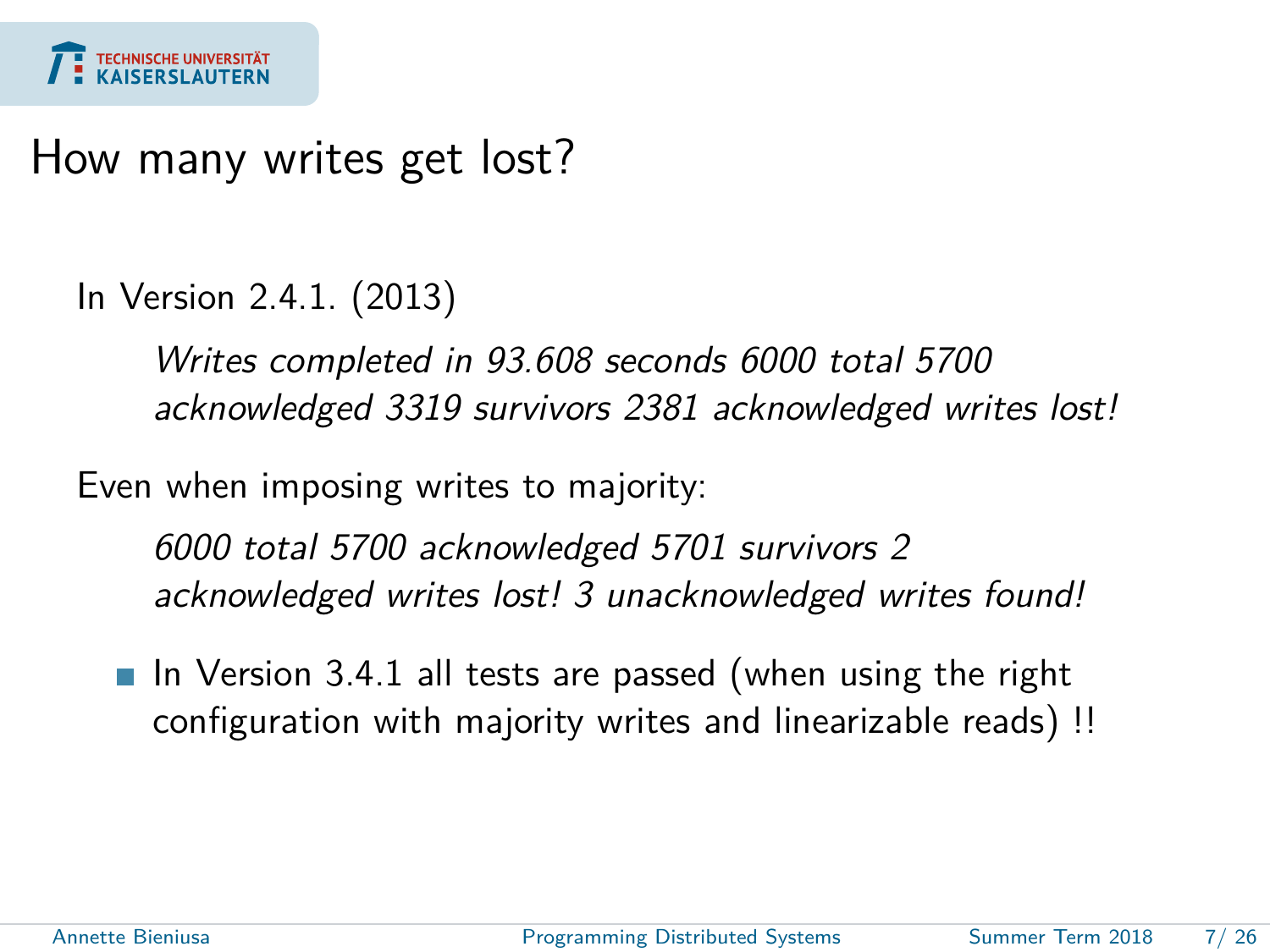# How many writes get lost?

In Version 2.4.1. (2013)

> *Writes completed in 93.608 seconds 6000 total 5700 acknowledged 3319 survivors 2381 acknowledged writes lost!*

Even when imposing writes to majority:

> *6000 total 5700 acknowledged 5701 survivors 2 acknowledged writes lost! 3 unacknowledged writes found!*

- In Version 3.4.1 all tests are passed (when using the right configuration with majority writes and linearizable reads) !!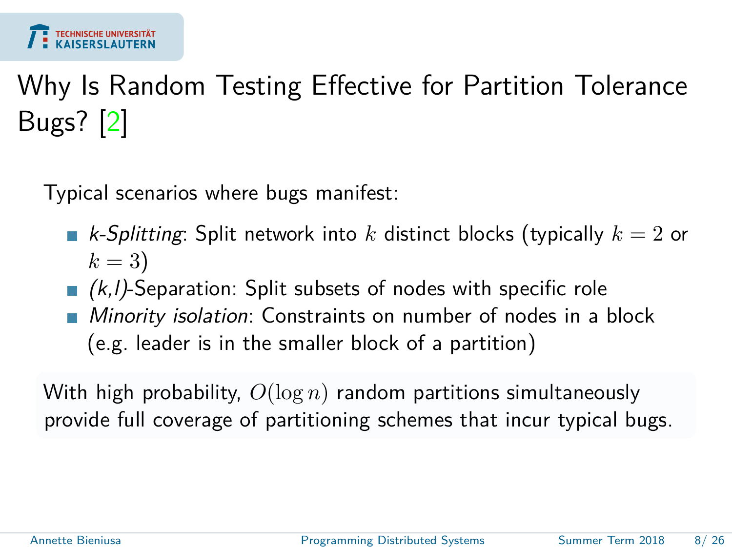# Why Is Random Testing Effective for Partition Tolerance Bugs? [2]

Typical scenarios where bugs manifest:

- *k-Splitting*: Split network into $k$ distinct blocks (typically $k = 2$ or $k = 3$)
- *(k,l)*-Separation: Split subsets of nodes with specific role
- *Minority isolation*: Constraints on number of nodes in a block (e.g. leader is in the smaller block of a partition)

With high probability, $O(\log n)$ random partitions simultaneously provide full coverage of partitioning schemes that incur typical bugs.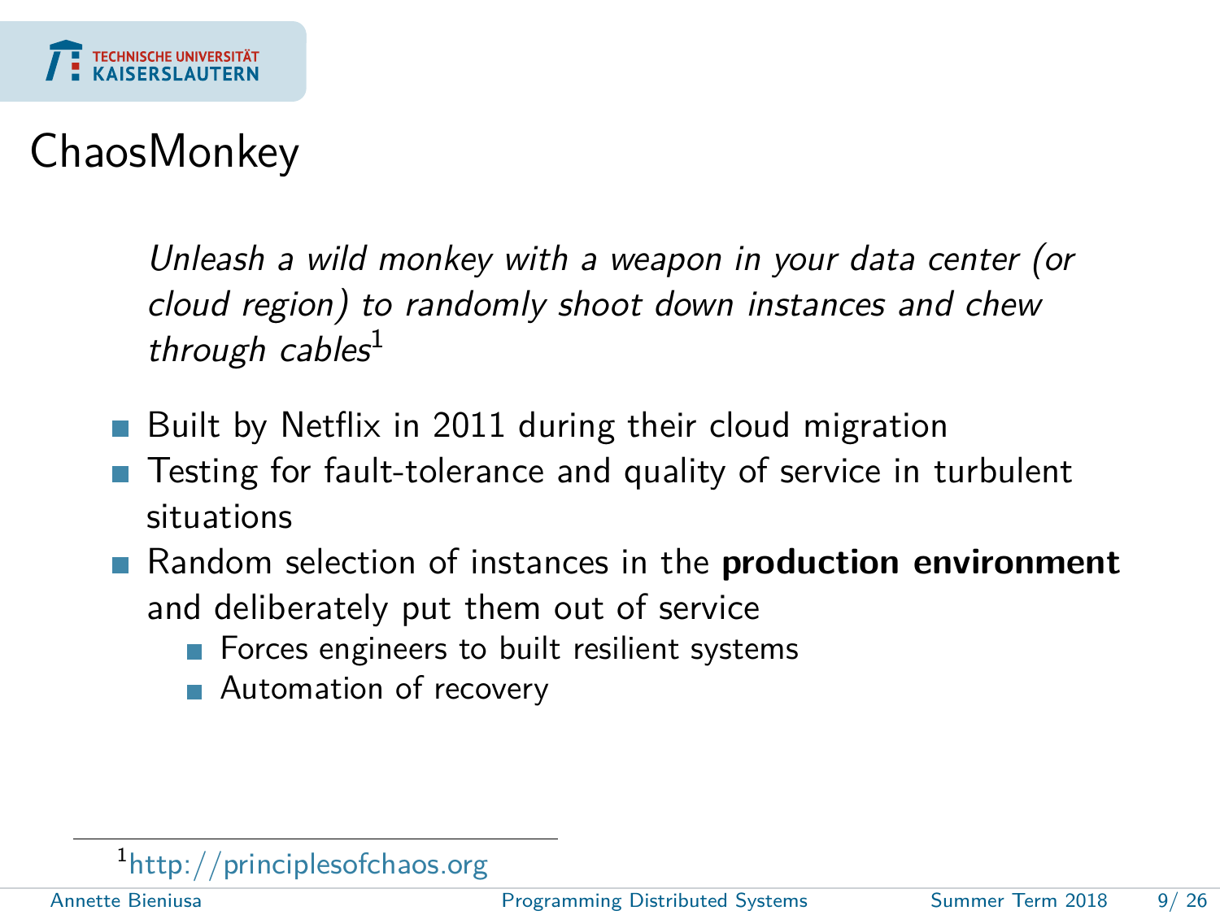# ChaosMonkey

*Unleash a wild monkey with a weapon in your data center (or cloud region) to randomly shoot down instances and chew through cables*[1]

- Built by Netflix in 2011 during their cloud migration
- Testing for fault-tolerance and quality of service in turbulent situations
- Random selection of instances in the **production environment** and deliberately put them out of service
  - Forces engineers to built resilient systems
  - Automation of recovery

[1] http://principlesofchaos.org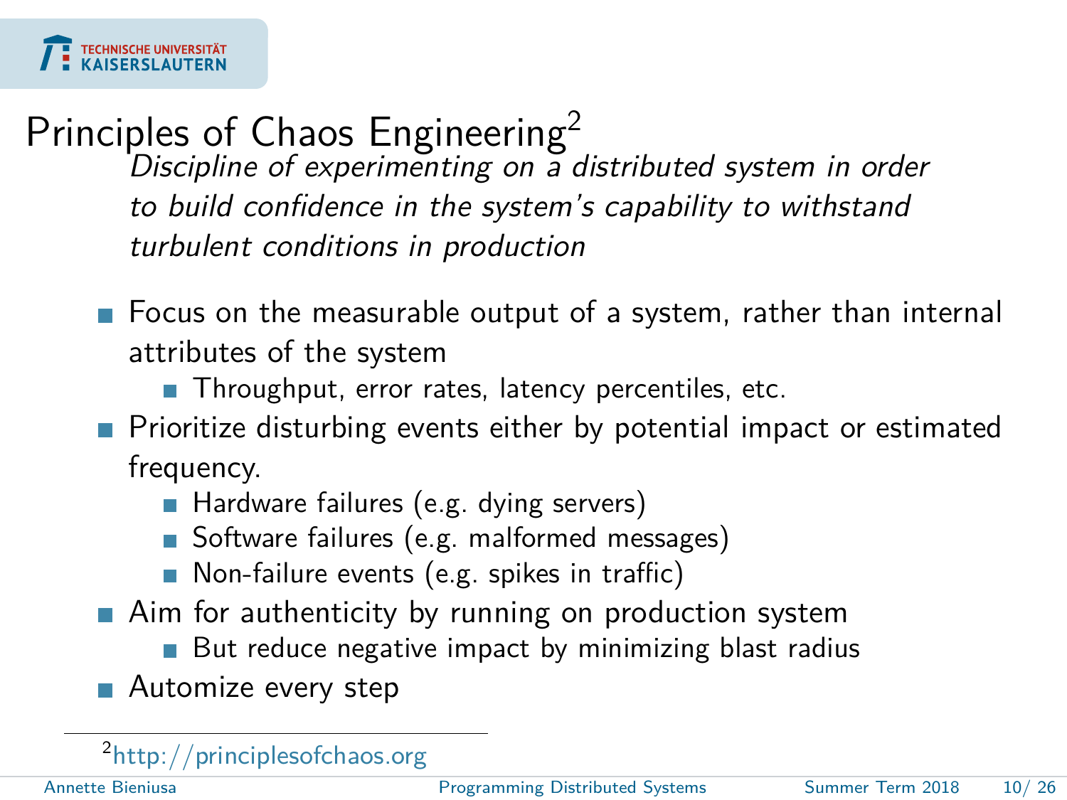# Principles of Chaos Engineering[2]

*Discipline of experimenting on a distributed system in order to build confidence in the system's capability to withstand turbulent conditions in production*

- Focus on the measurable output of a system, rather than internal attributes of the system
  - Throughput, error rates, latency percentiles, etc.
- Prioritize disturbing events either by potential impact or estimated frequency.
  - Hardware failures (e.g. dying servers)
  - Software failures (e.g. malformed messages)
  - Non-failure events (e.g. spikes in traffic)
- Aim for authenticity by running on production system
  - But reduce negative impact by minimizing blast radius
- Automize every step

[2] http://principlesofchaos.org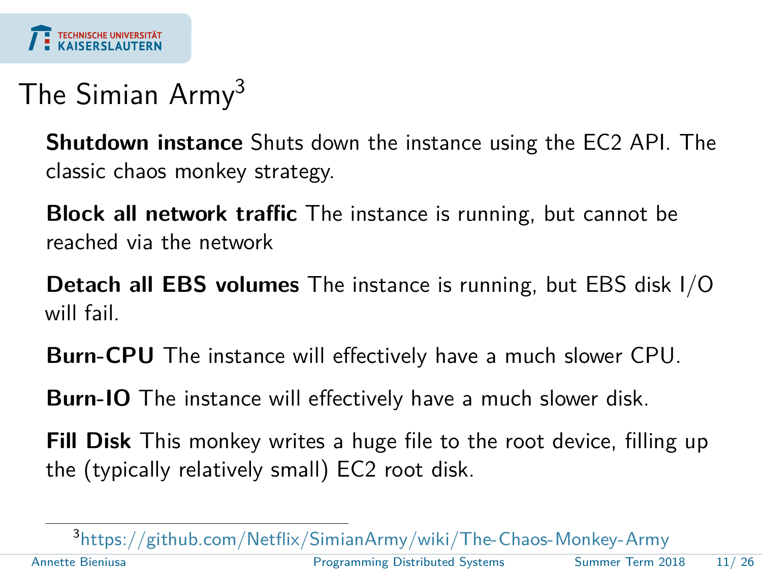# The Simian Army[3]

**Shutdown instance** Shuts down the instance using the EC2 API. The classic chaos monkey strategy.

**Block all network traffic** The instance is running, but cannot be reached via the network

**Detach all EBS volumes** The instance is running, but EBS disk I/O will fail.

**Burn-CPU** The instance will effectively have a much slower CPU.

**Burn-IO** The instance will effectively have a much slower disk.

**Fill Disk** This monkey writes a huge file to the root device, filling up the (typically relatively small) EC2 root disk.

---

[3] https://github.com/Netflix/SimianArmy/wiki/The-Chaos-Monkey-Army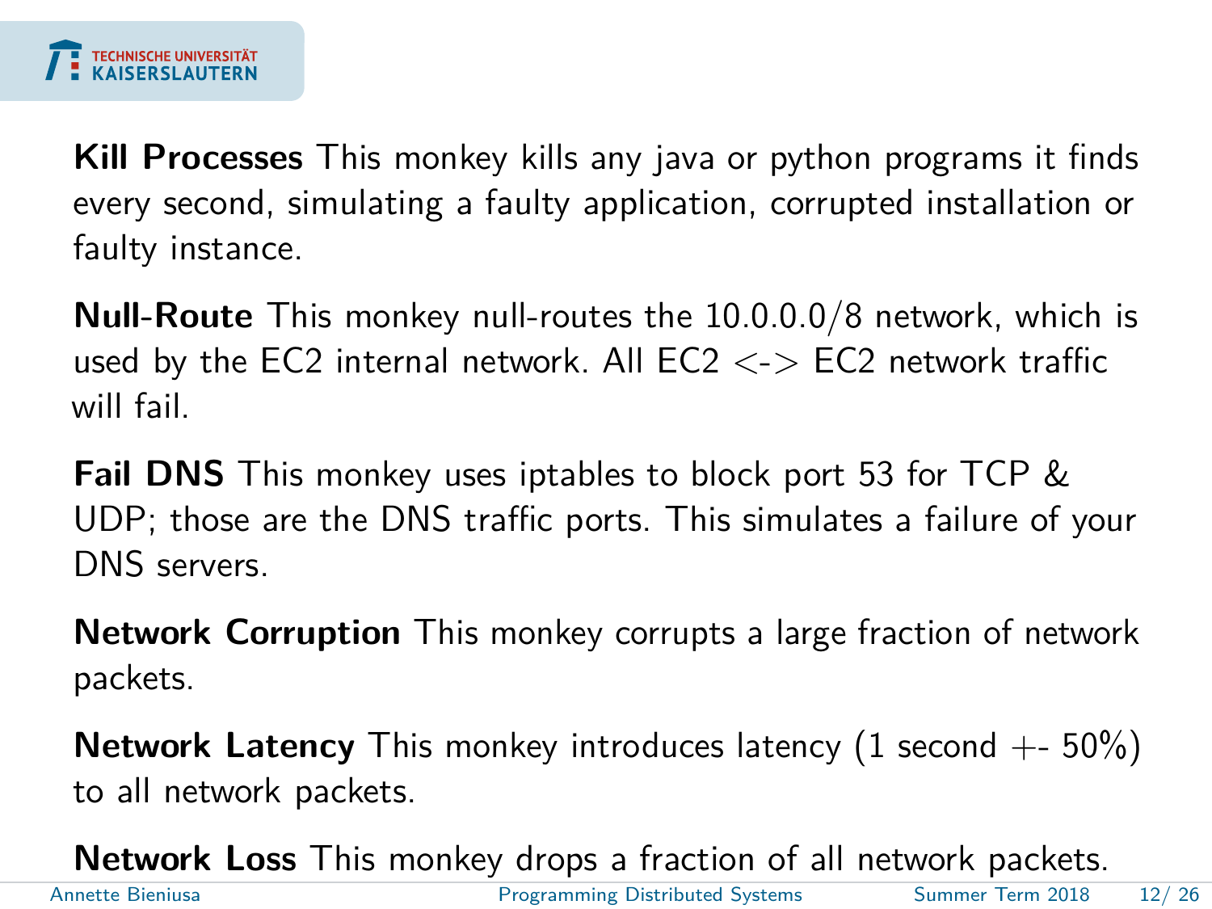**Kill Processes** This monkey kills any java or python programs it finds every second, simulating a faulty application, corrupted installation or faulty instance.

**Null-Route** This monkey null-routes the 10.0.0.0/8 network, which is used by the EC2 internal network. All EC2 <-> EC2 network traffic will fail.

**Fail DNS** This monkey uses iptables to block port 53 for TCP & UDP; those are the DNS traffic ports. This simulates a failure of your DNS servers.

**Network Corruption** This monkey corrupts a large fraction of network packets.

**Network Latency** This monkey introduces latency (1 second +- 50%) to all network packets.

**Network Loss** This monkey drops a fraction of all network packets.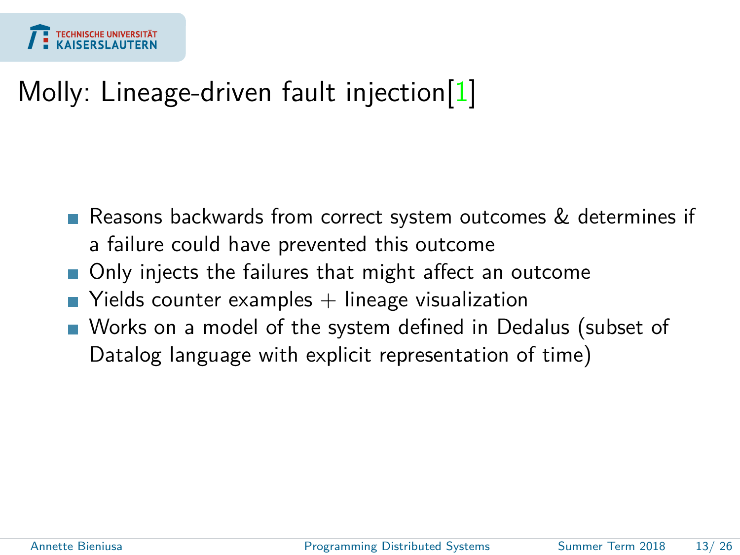# Molly: Lineage-driven fault injection[1]

- Reasons backwards from correct system outcomes & determines if a failure could have prevented this outcome
- Only injects the failures that might affect an outcome
- Yields counter examples + lineage visualization
- Works on a model of the system defined in Dedalus (subset of Datalog language with explicit representation of time)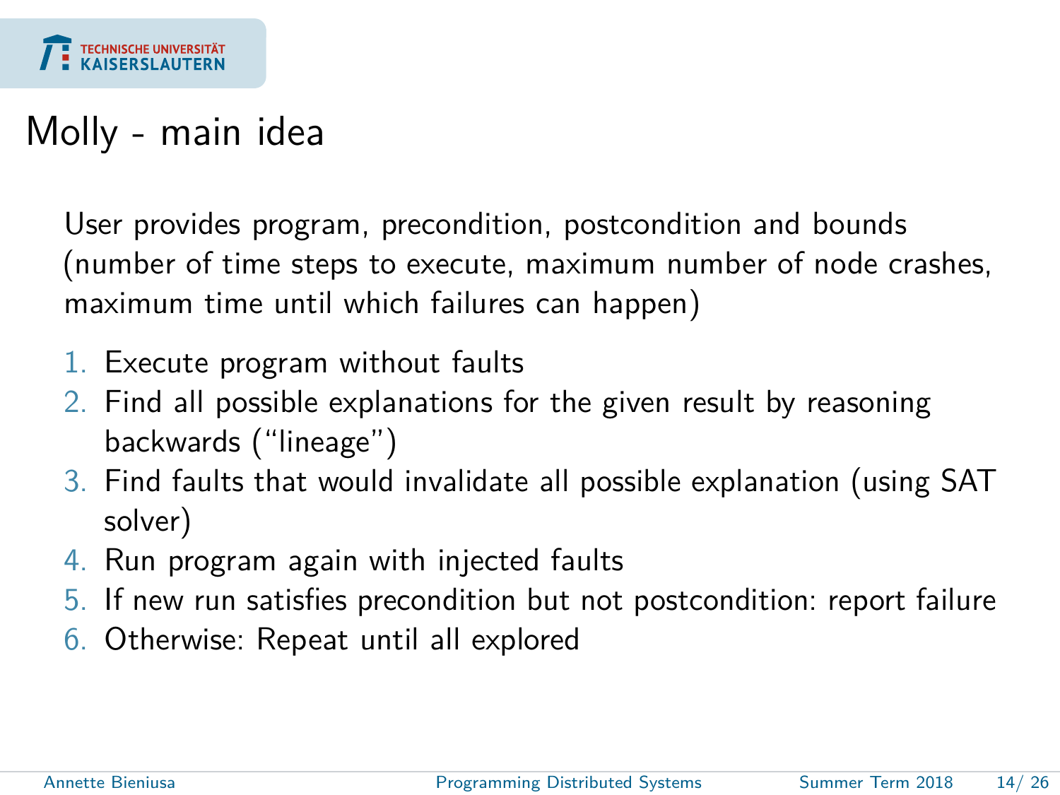# Molly - main idea

User provides program, precondition, postcondition and bounds (number of time steps to execute, maximum number of node crashes, maximum time until which failures can happen)

1. Execute program without faults
2. Find all possible explanations for the given result by reasoning backwards (“lineage”)
3. Find faults that would invalidate all possible explanation (using SAT solver)
4. Run program again with injected faults
5. If new run satisfies precondition but not postcondition: report failure
6. Otherwise: Repeat until all explored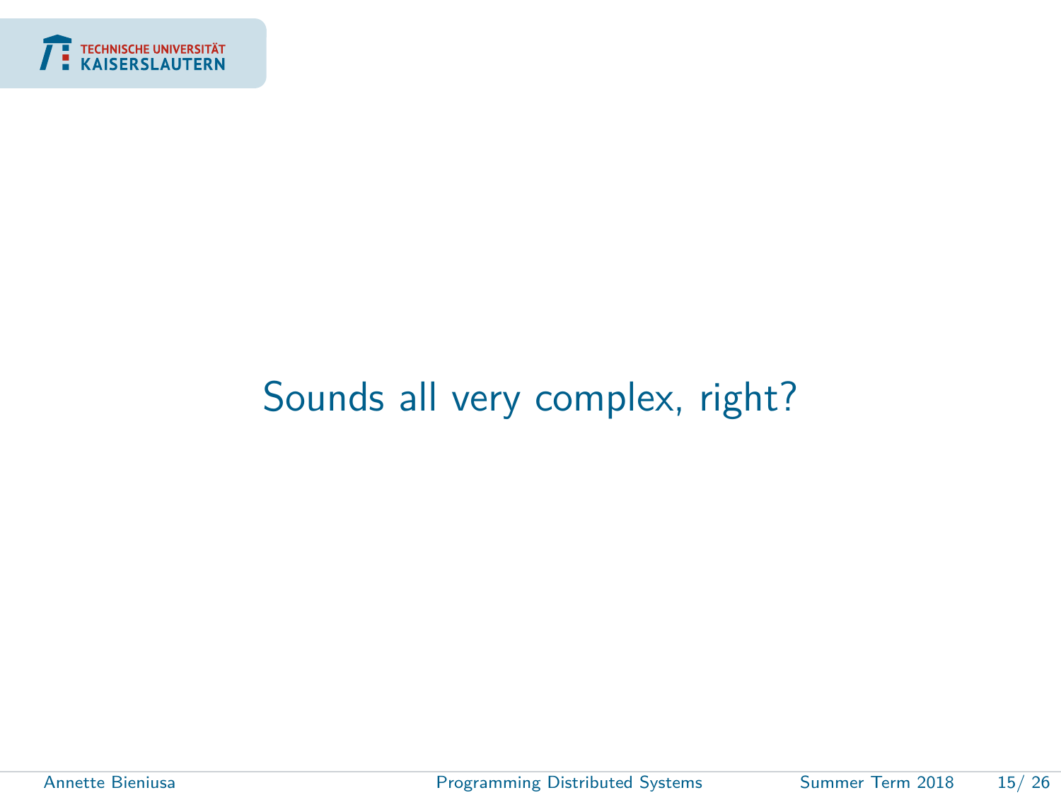Sounds all very complex, right?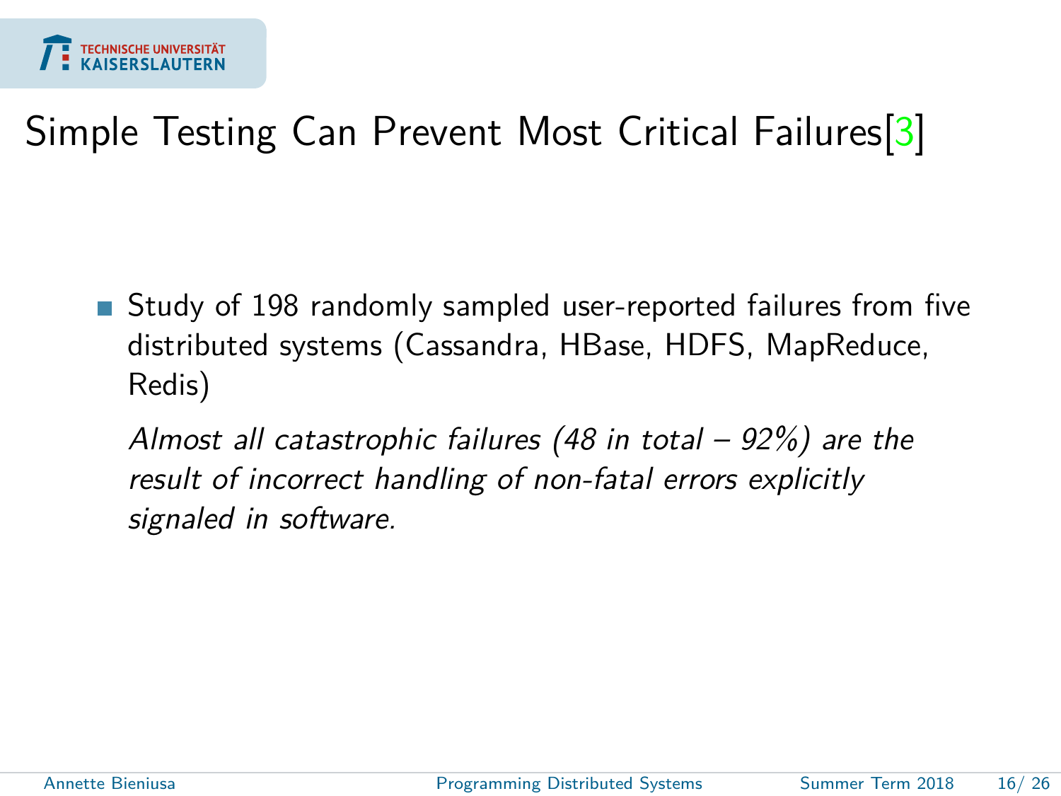# Simple Testing Can Prevent Most Critical Failures[3]

- Study of 198 randomly sampled user-reported failures from five distributed systems (Cassandra, HBase, HDFS, MapReduce, Redis)

  *Almost all catastrophic failures (48 in total – 92%) are the result of incorrect handling of non-fatal errors explicitly signaled in software.*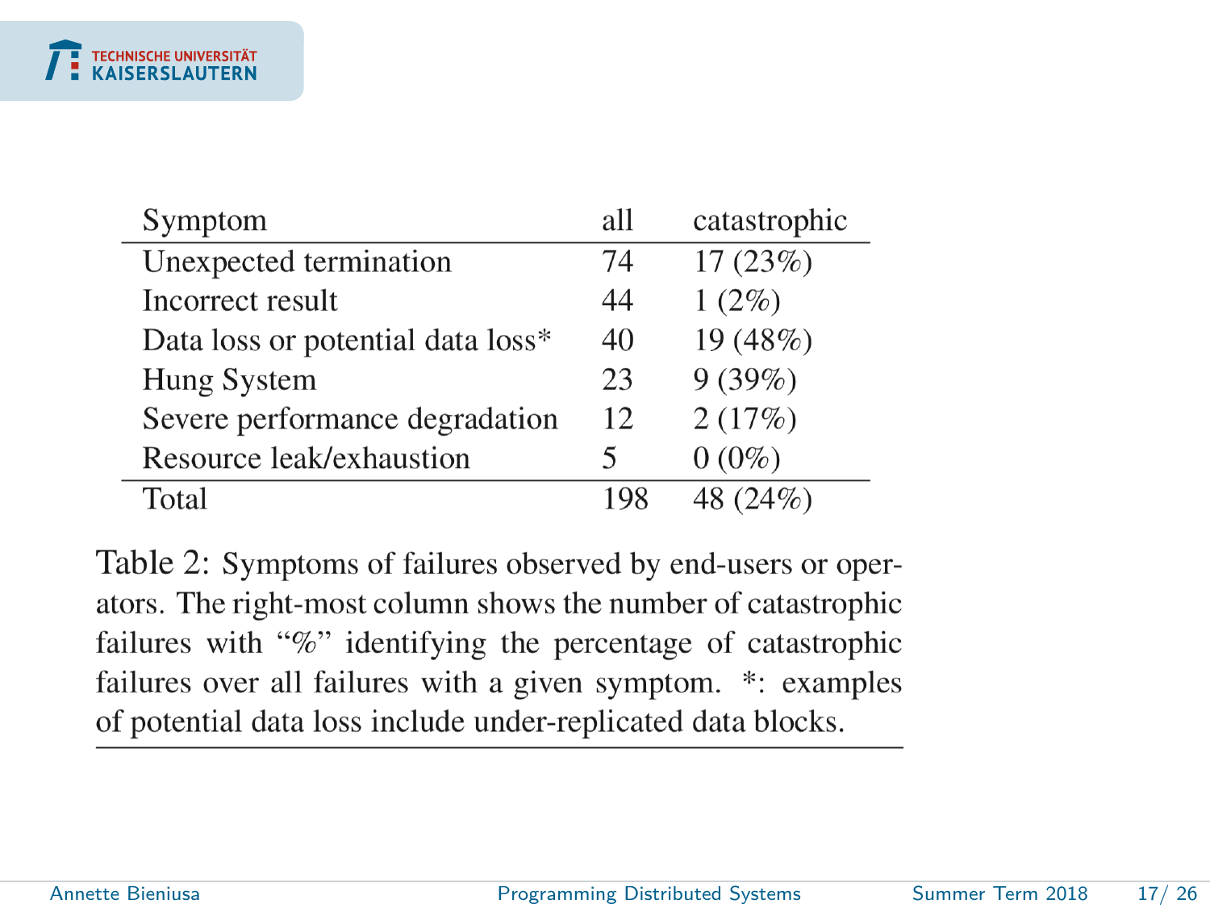| Symptom | all | catastrophic |
| --- | --- | --- |
| Unexpected termination | 74 | 17 (23%) |
| Incorrect result | 44 | 1 (2%) |
| Data loss or potential data loss* | 40 | 19 (48%) |
| Hung System | 23 | 9 (39%) |
| Severe performance degradation | 12 | 2 (17%) |
| Resource leak/exhaustion | 5 | 0 (0%) |
| Total | 198 | 48 (24%) |

Table 2: Symptoms of failures observed by end-users or operators. The right-most column shows the number of catastrophic failures with "%" identifying the percentage of catastrophic failures over all failures with a given symptom. *: examples of potential data loss include under-replicated data blocks.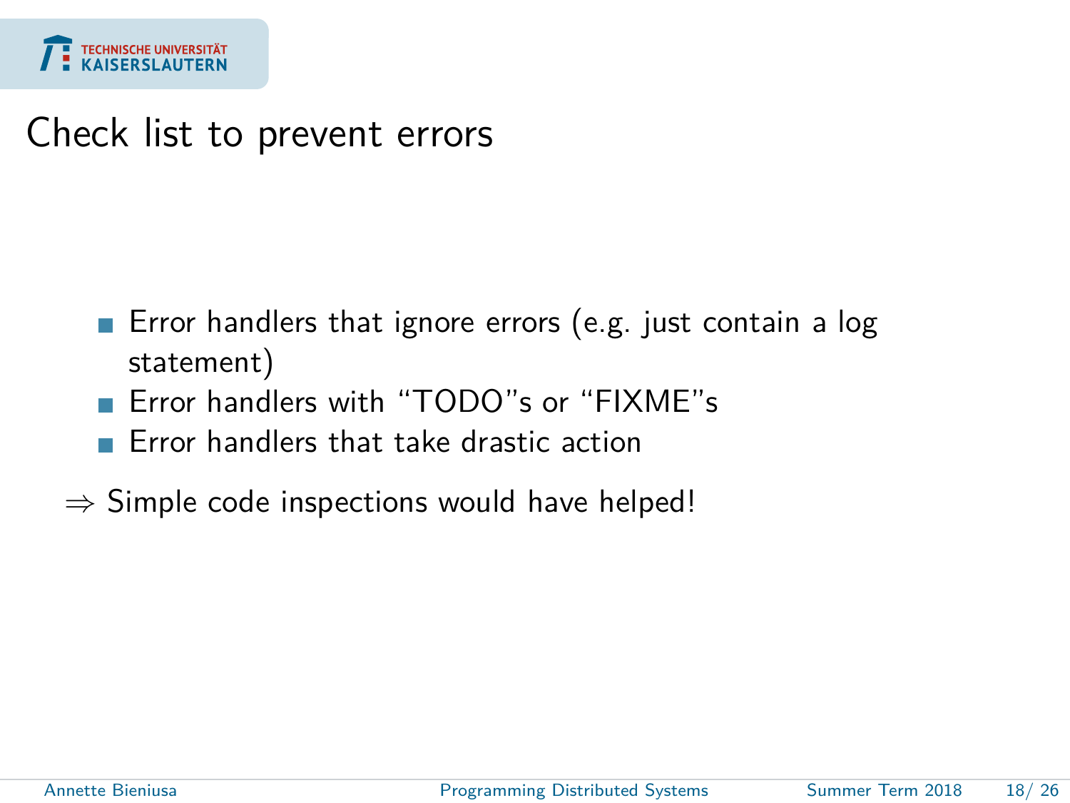# Check list to prevent errors

- Error handlers that ignore errors (e.g. just contain a log statement)
- Error handlers with "TODO"s or "FIXME"s
- Error handlers that take drastic action

$\Rightarrow$ Simple code inspections would have helped!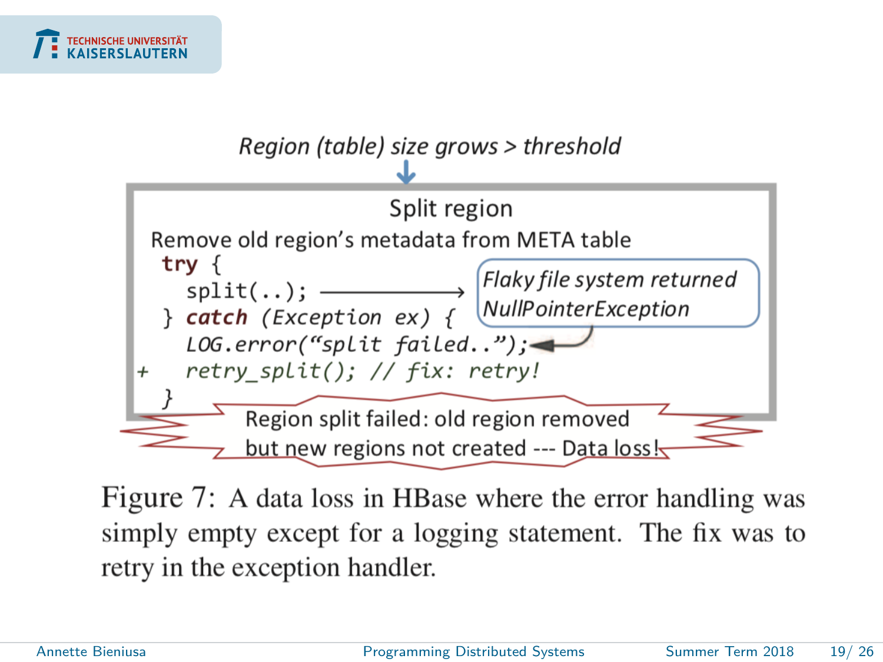Region (table) size grows > threshold

Split region

Remove old region's metadata from META table

```
try {
  split(..);        → Flaky file system returned NullPointerException
} catch (Exception ex) {
  LOG.error("split failed..");
+ retry_split(); // fix: retry!
}
```

Region split failed: old region removed but new regions not created --- Data loss!

Figure 7: A data loss in HBase where the error handling was simply empty except for a logging statement. The fix was to retry in the exception handler.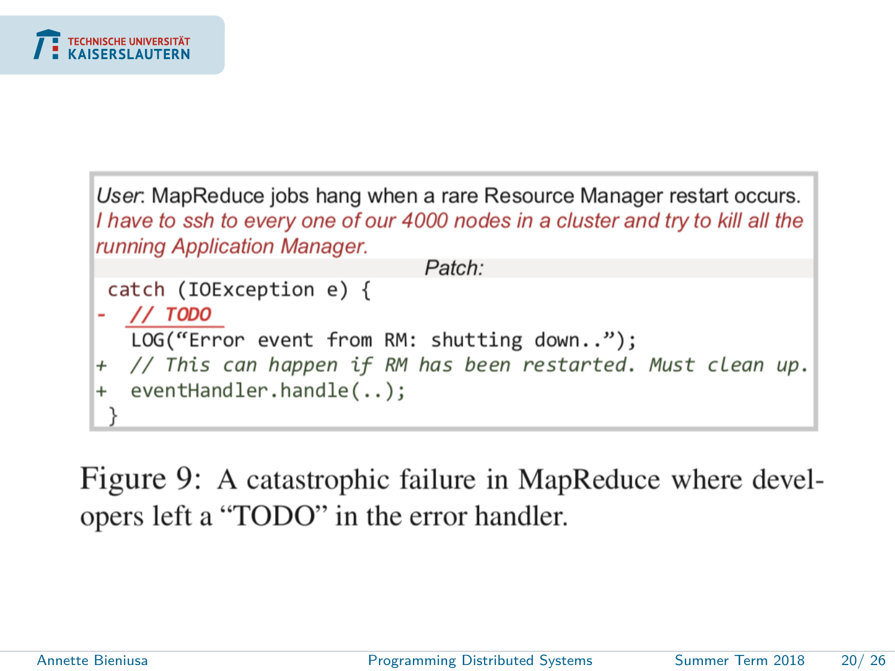*User*: MapReduce jobs hang when a rare Resource Manager restart occurs. *I have to ssh to every one of our 4000 nodes in a cluster and try to kill all the running Application Manager.*

*Patch:*

```
 catch (IOException e) {
-   // TODO
    LOG("Error event from RM: shutting down..");
+   // This can happen if RM has been restarted. Must clean up.
+   eventHandler.handle(..);
 }
```

Figure 9: A catastrophic failure in MapReduce where developers left a "TODO" in the error handler.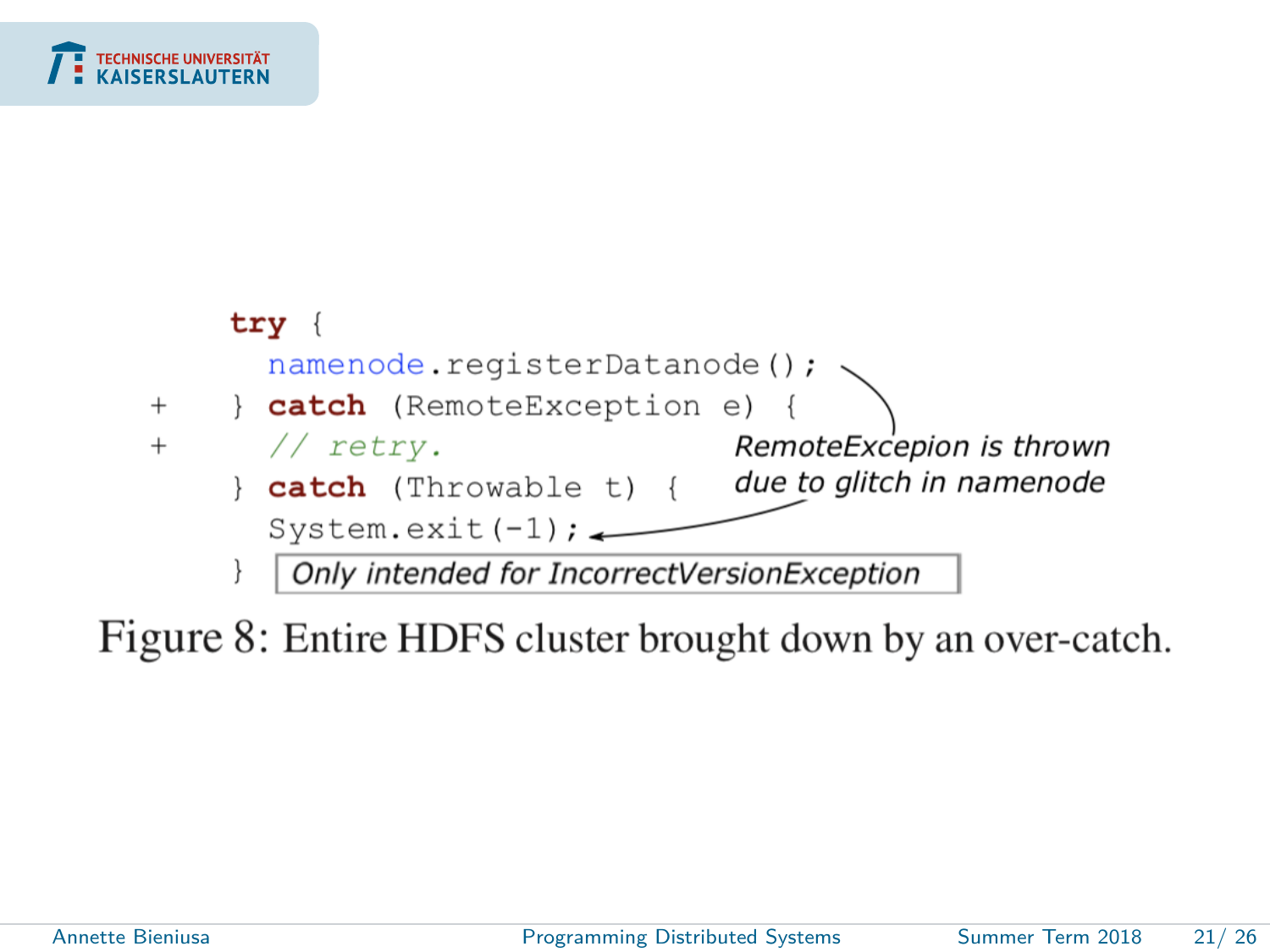```
     try {
       namenode.registerDatanode();
+    } catch (RemoteException e) {
+      // retry.
     } catch (Throwable t) {
       System.exit(-1);
     }
```

*RemoteExcepion is thrown due to glitch in namenode*

*Only intended for IncorrectVersionException*

Figure 8: Entire HDFS cluster brought down by an over-catch.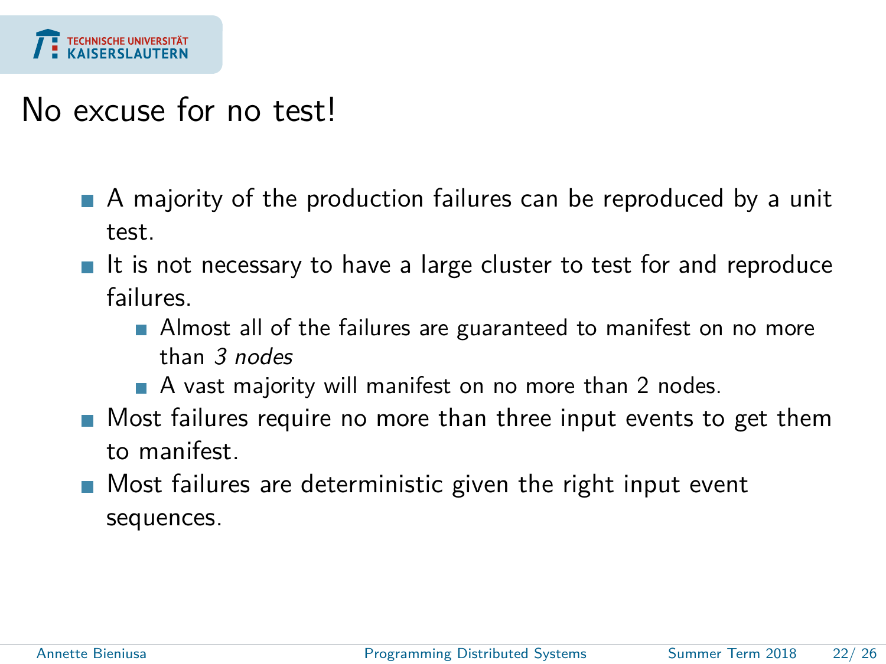# No excuse for no test!

- A majority of the production failures can be reproduced by a unit test.
- It is not necessary to have a large cluster to test for and reproduce failures.
  - Almost all of the failures are guaranteed to manifest on no more than *3 nodes*
  - A vast majority will manifest on no more than 2 nodes.
- Most failures require no more than three input events to get them to manifest.
- Most failures are deterministic given the right input event sequences.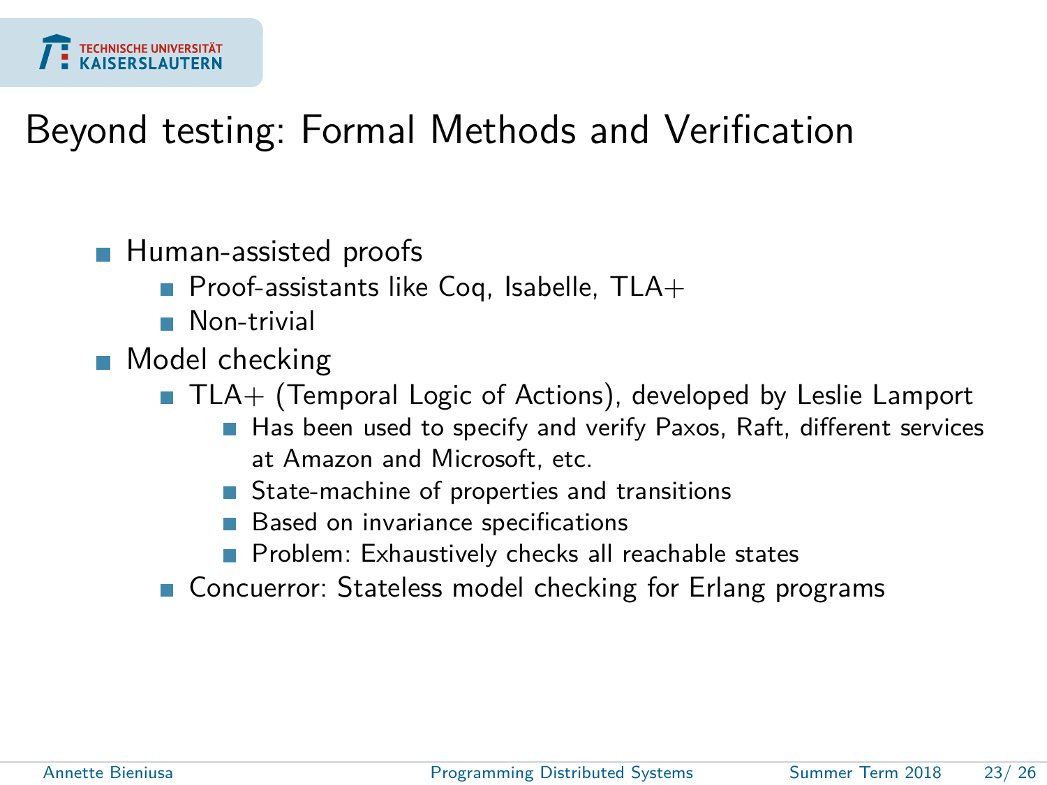# Beyond testing: Formal Methods and Verification

- Human-assisted proofs
  - Proof-assistants like Coq, Isabelle, TLA+
  - Non-trivial
- Model checking
  - TLA+ (Temporal Logic of Actions), developed by Leslie Lamport
    - Has been used to specify and verify Paxos, Raft, different services at Amazon and Microsoft, etc.
    - State-machine of properties and transitions
    - Based on invariance specifications
    - Problem: Exhaustively checks all reachable states
  - Concuerror: Stateless model checking for Erlang programs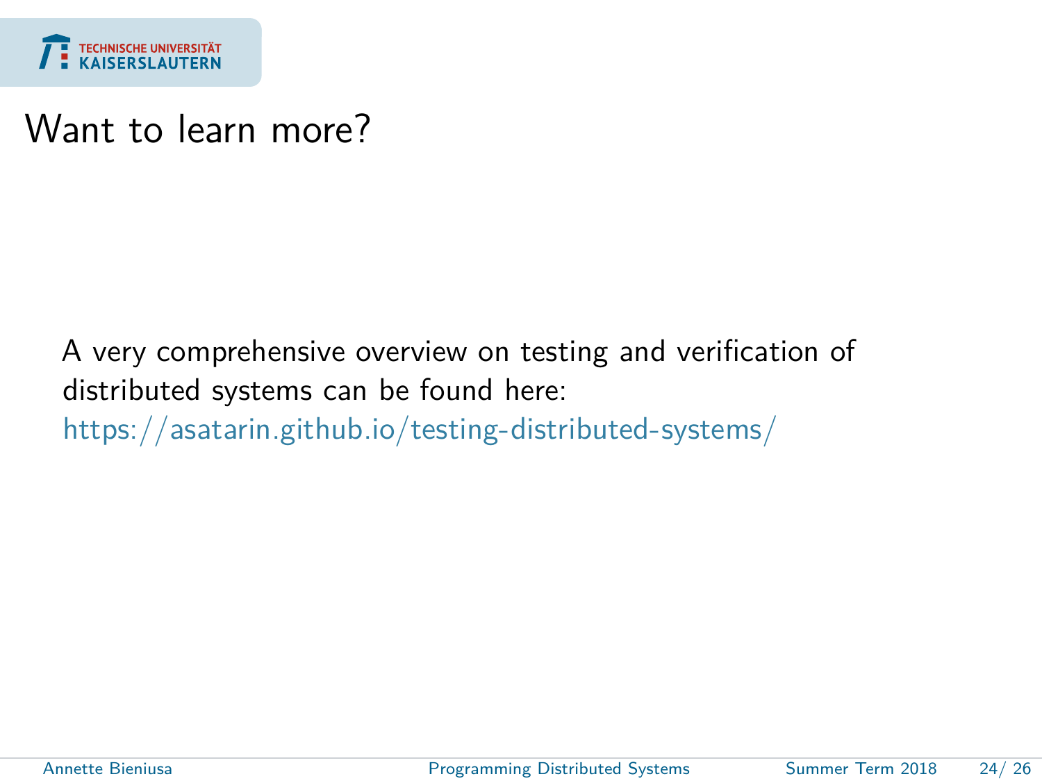# Want to learn more?

A very comprehensive overview on testing and verification of distributed systems can be found here:
https://asatarin.github.io/testing-distributed-systems/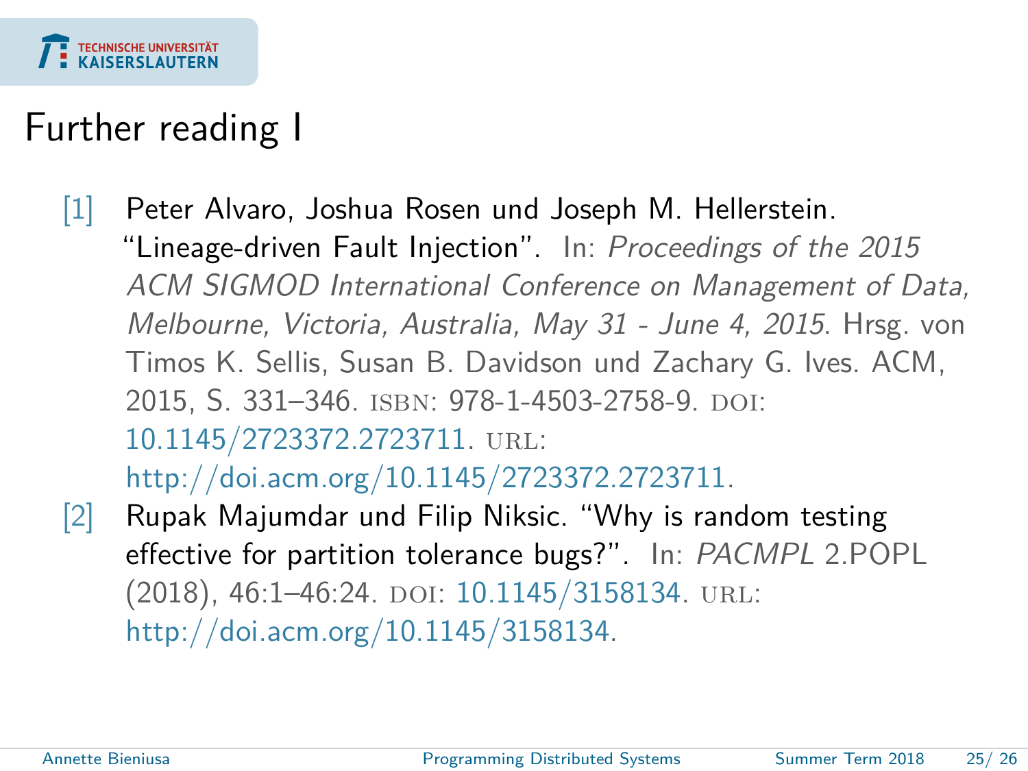# Further reading I

[1] Peter Alvaro, Joshua Rosen und Joseph M. Hellerstein. "Lineage-driven Fault Injection". In: *Proceedings of the 2015 ACM SIGMOD International Conference on Management of Data, Melbourne, Victoria, Australia, May 31 - June 4, 2015*. Hrsg. von Timos K. Sellis, Susan B. Davidson und Zachary G. Ives. ACM, 2015, S. 331–346. ISBN: 978-1-4503-2758-9. DOI: 10.1145/2723372.2723711. URL: http://doi.acm.org/10.1145/2723372.2723711.

[2] Rupak Majumdar und Filip Niksic. "Why is random testing effective for partition tolerance bugs?". In: *PACMPL* 2.POPL (2018), 46:1–46:24. DOI: 10.1145/3158134. URL: http://doi.acm.org/10.1145/3158134.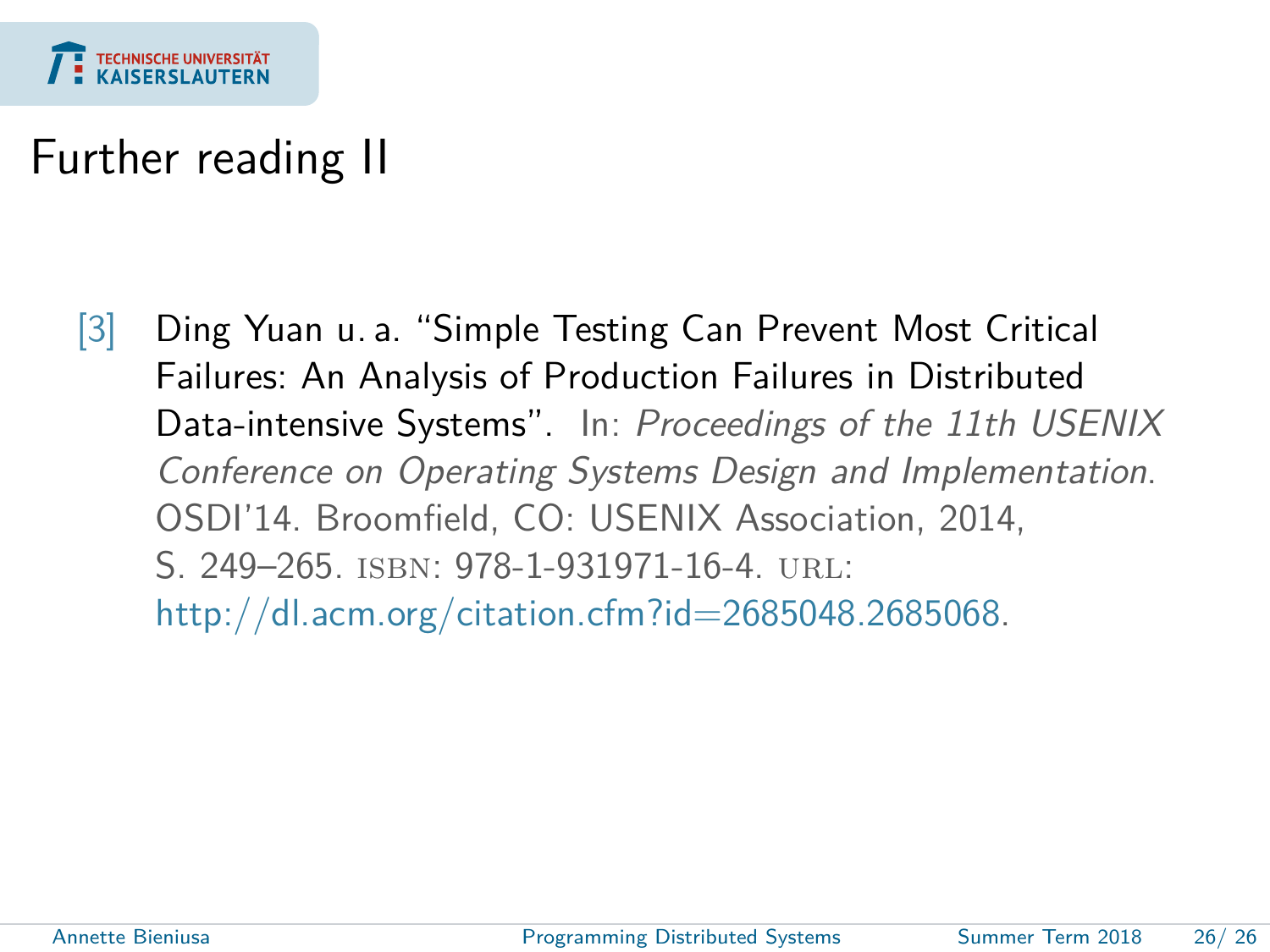# Further reading II

[3] Ding Yuan u. a. “Simple Testing Can Prevent Most Critical Failures: An Analysis of Production Failures in Distributed Data-intensive Systems”. In: *Proceedings of the 11th USENIX Conference on Operating Systems Design and Implementation*. OSDI’14. Broomfield, CO: USENIX Association, 2014, S. 249–265. ISBN: 978-1-931971-16-4. URL: http://dl.acm.org/citation.cfm?id=2685048.2685068.